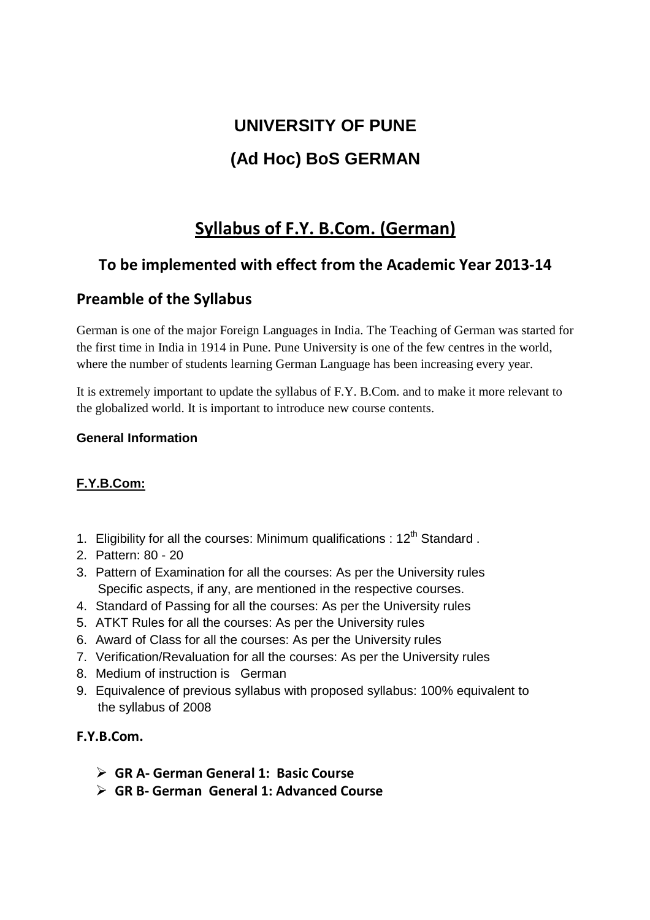# UNIVERSITY OF PUNE

# (Ad Hoc) BoS GERMAN

## Syllabus of F.Y. B.Com. (German)

### To be implemented with effect from the Academic Year 2013-14

### Preamble of the Syllabus

German is one of the major Foreign Languages in India. The Teaching of German was started for the first time in India in 1914 in Pune. Pune University is one of the few centres in the world, where the number of students learning German Language has been increasing every year.

It is extremely important to update the syllabus of F.Y. B.Com. and to make it more relevant to the globalized world. It is important to introduce new course contents.

**General Information**

**F.Y.B.Com:**

1. Eligibility for all the courses: Minimum qualifications : 12th Standard .
2. Pattern: 80 - 20
3. Pattern of Examination for all the courses: As per the University rules
   Specific aspects, if any, are mentioned in the respective courses.
4. Standard of Passing for all the courses: As per the University rules
5. ATKT Rules for all the courses: As per the University rules
6. Award of Class for all the courses: As per the University rules
7. Verification/Revaluation for all the courses: As per the University rules
8. Medium of instruction is German
9. Equivalence of previous syllabus with proposed syllabus: 100% equivalent to the syllabus of 2008

**F.Y.B.Com.**

- **GR A- German General 1: Basic Course**
- **GR B- German General 1: Advanced Course**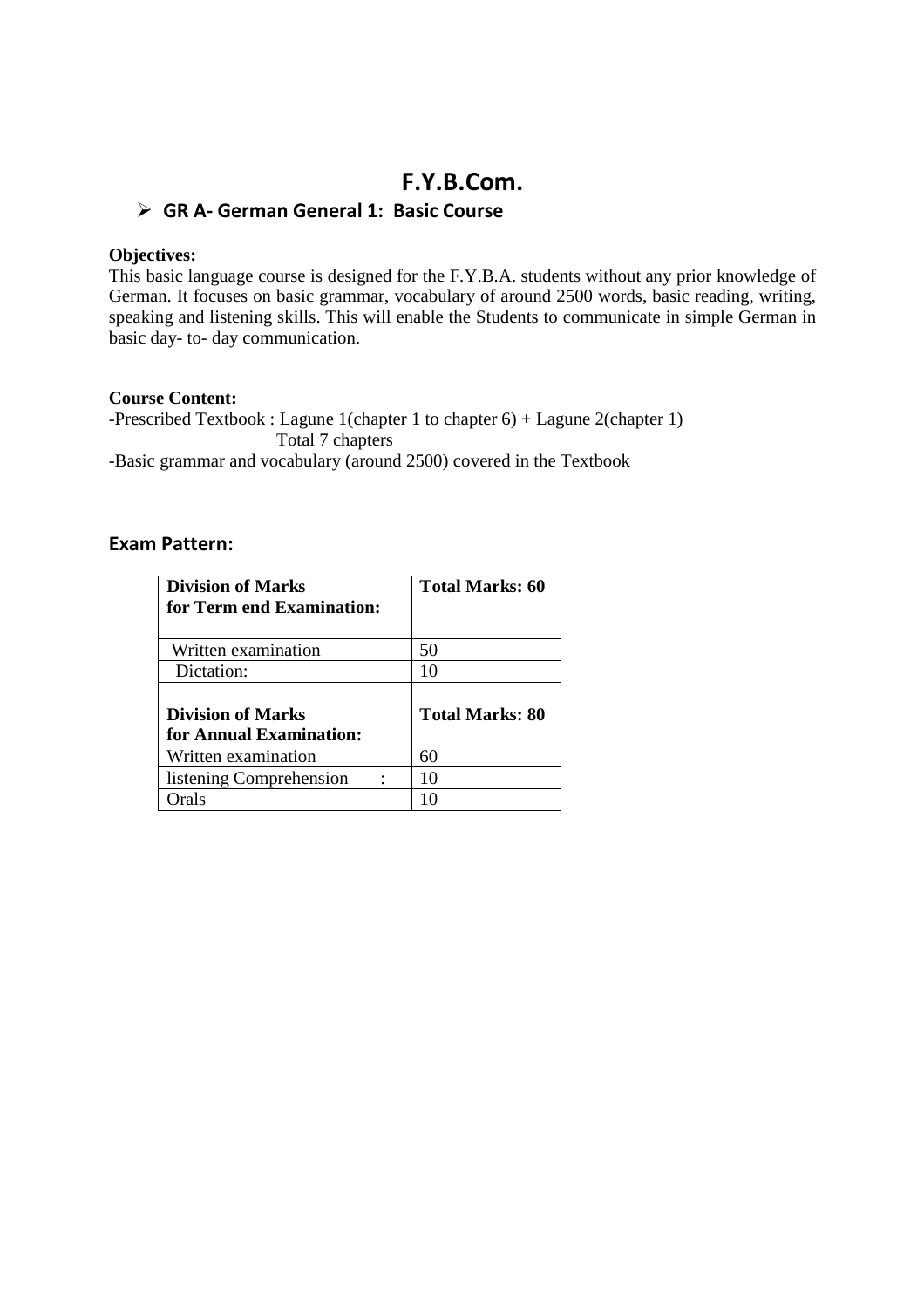# F.Y.B.Com.

- **GR A- German General 1: Basic Course**

**Objectives:**
This basic language course is designed for the F.Y.B.A. students without any prior knowledge of German. It focuses on basic grammar, vocabulary of around 2500 words, basic reading, writing, speaking and listening skills. This will enable the Students to communicate in simple German in basic day- to- day communication.

**Course Content:**
-Prescribed Textbook : Lagune 1(chapter 1 to chapter 6) + Lagune 2(chapter 1)
Total 7 chapters
-Basic grammar and vocabulary (around 2500) covered in the Textbook

## Exam Pattern:

| **Division of Marks for Term end Examination:** | **Total Marks: 60** |
|---|---|
| Written examination | 50 |
| Dictation: | 10 |
| **Division of Marks for Annual Examination:** | **Total Marks: 80** |
| Written examination | 60 |
| listening Comprehension : | 10 |
| Orals | 10 |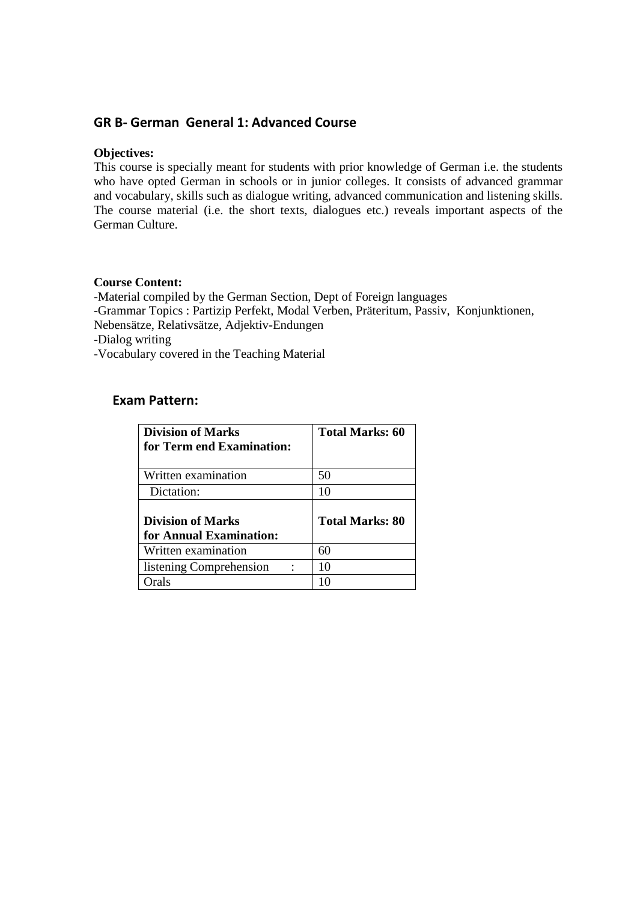## GR B- German General 1: Advanced Course

**Objectives:**

This course is specially meant for students with prior knowledge of German i.e. the students who have opted German in schools or in junior colleges. It consists of advanced grammar and vocabulary, skills such as dialogue writing, advanced communication and listening skills. The course material (i.e. the short texts, dialogues etc.) reveals important aspects of the German Culture.

**Course Content:**

-Material compiled by the German Section, Dept of Foreign languages
-Grammar Topics : Partizip Perfekt, Modal Verben, Präteritum, Passiv, Konjunktionen, Nebensätze, Relativsätze, Adjektiv-Endungen
-Dialog writing
-Vocabulary covered in the Teaching Material

### Exam Pattern:

| **Division of Marks for Term end Examination:** | **Total Marks: 60** |
|---|---|
| Written examination | 50 |
| Dictation: | 10 |
| **Division of Marks for Annual Examination:** | **Total Marks: 80** |
| Written examination | 60 |
| listening Comprehension : | 10 |
| Orals | 10 |